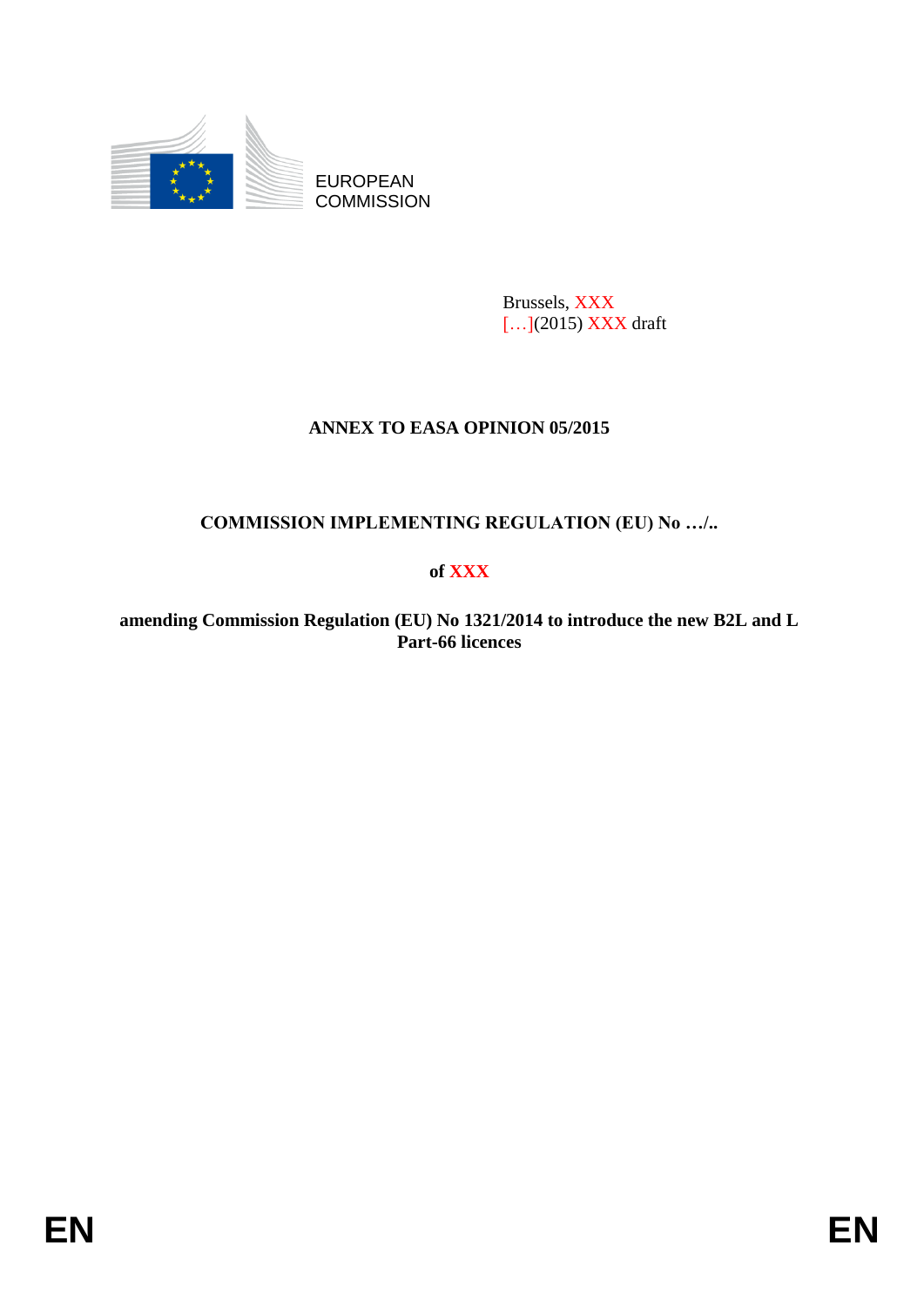EUROPEAN COMMISSION

Brussels, XXX
[…](2015) XXX draft

**ANNEX TO EASA OPINION 05/2015**

**COMMISSION IMPLEMENTING REGULATION (EU) No …/..**

**of XXX**

**amending Commission Regulation (EU) No 1321/2014 to introduce the new B2L and L Part-66 licences**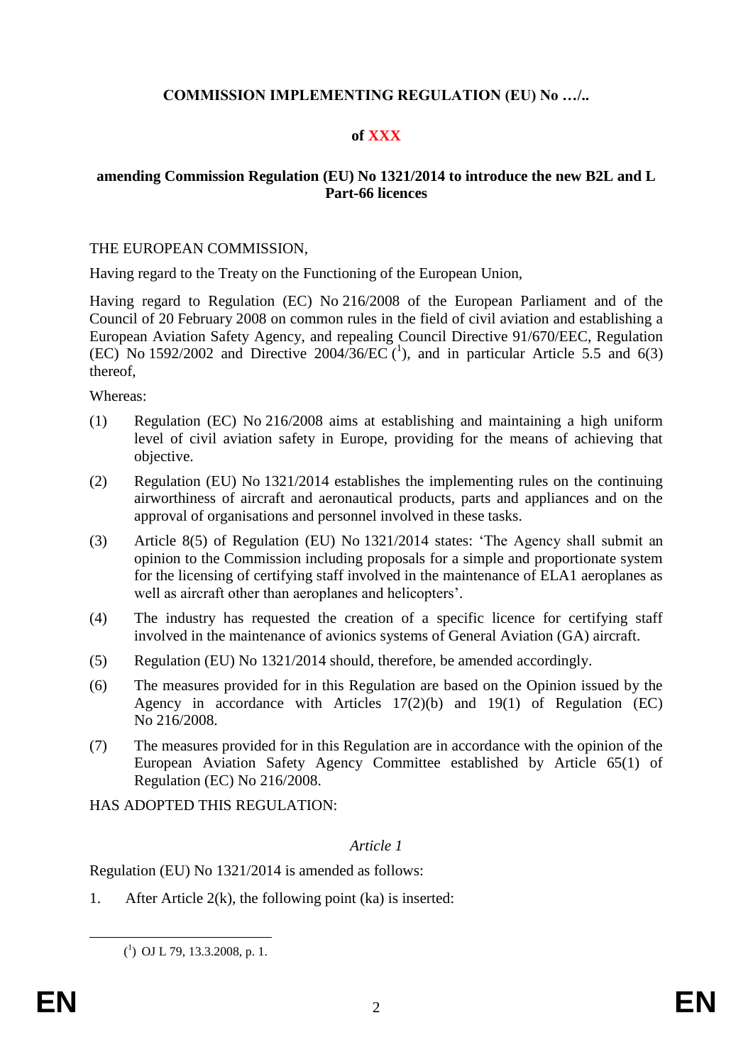**COMMISSION IMPLEMENTING REGULATION (EU) No …/..**

**of XXX**

**amending Commission Regulation (EU) No 1321/2014 to introduce the new B2L and L Part-66 licences**

THE EUROPEAN COMMISSION,

Having regard to the Treaty on the Functioning of the European Union,

Having regard to Regulation (EC) No 216/2008 of the European Parliament and of the Council of 20 February 2008 on common rules in the field of civil aviation and establishing a European Aviation Safety Agency, and repealing Council Directive 91/670/EEC, Regulation (EC) No 1592/2002 and Directive 2004/36/EC ([1]), and in particular Article 5.5 and 6(3) thereof,

Whereas:

(1) Regulation (EC) No 216/2008 aims at establishing and maintaining a high uniform level of civil aviation safety in Europe, providing for the means of achieving that objective.

(2) Regulation (EU) No 1321/2014 establishes the implementing rules on the continuing airworthiness of aircraft and aeronautical products, parts and appliances and on the approval of organisations and personnel involved in these tasks.

(3) Article 8(5) of Regulation (EU) No 1321/2014 states: 'The Agency shall submit an opinion to the Commission including proposals for a simple and proportionate system for the licensing of certifying staff involved in the maintenance of ELA1 aeroplanes as well as aircraft other than aeroplanes and helicopters'.

(4) The industry has requested the creation of a specific licence for certifying staff involved in the maintenance of avionics systems of General Aviation (GA) aircraft.

(5) Regulation (EU) No 1321/2014 should, therefore, be amended accordingly.

(6) The measures provided for in this Regulation are based on the Opinion issued by the Agency in accordance with Articles 17(2)(b) and 19(1) of Regulation (EC) No 216/2008.

(7) The measures provided for in this Regulation are in accordance with the opinion of the European Aviation Safety Agency Committee established by Article 65(1) of Regulation (EC) No 216/2008.

HAS ADOPTED THIS REGULATION:

*Article 1*

Regulation (EU) No 1321/2014 is amended as follows:

1. After Article 2(k), the following point (ka) is inserted:

---

([1]) OJ L 79, 13.3.2008, p. 1.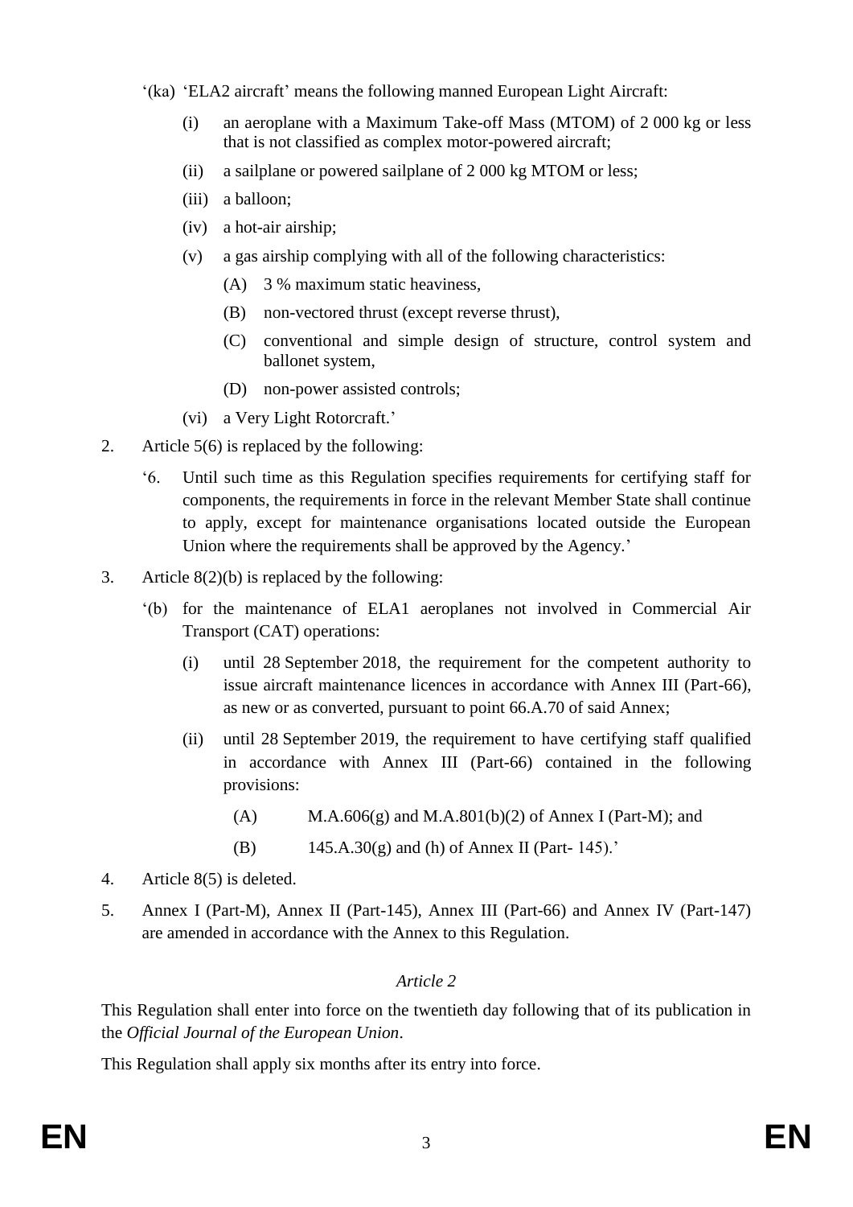'(ka) 'ELA2 aircraft' means the following manned European Light Aircraft:

   (i) an aeroplane with a Maximum Take-off Mass (MTOM) of 2 000 kg or less that is not classified as complex motor-powered aircraft;

   (ii) a sailplane or powered sailplane of 2 000 kg MTOM or less;

   (iii) a balloon;

   (iv) a hot-air airship;

   (v) a gas airship complying with all of the following characteristics:

      (A) 3 % maximum static heaviness,

      (B) non-vectored thrust (except reverse thrust),

      (C) conventional and simple design of structure, control system and ballonet system,

      (D) non-power assisted controls;

   (vi) a Very Light Rotorcraft.'

2. Article 5(6) is replaced by the following:

   '6. Until such time as this Regulation specifies requirements for certifying staff for components, the requirements in force in the relevant Member State shall continue to apply, except for maintenance organisations located outside the European Union where the requirements shall be approved by the Agency.'

3. Article 8(2)(b) is replaced by the following:

   '(b) for the maintenance of ELA1 aeroplanes not involved in Commercial Air Transport (CAT) operations:

      (i) until 28 September 2018, the requirement for the competent authority to issue aircraft maintenance licences in accordance with Annex III (Part-66), as new or as converted, pursuant to point 66.A.70 of said Annex;

      (ii) until 28 September 2019, the requirement to have certifying staff qualified in accordance with Annex III (Part-66) contained in the following provisions:

         (A) M.A.606(g) and M.A.801(b)(2) of Annex I (Part-M); and

         (B) 145.A.30(g) and (h) of Annex II (Part- 145).'

4. Article 8(5) is deleted.

5. Annex I (Part-M), Annex II (Part-145), Annex III (Part-66) and Annex IV (Part-147) are amended in accordance with the Annex to this Regulation.

*Article 2*

This Regulation shall enter into force on the twentieth day following that of its publication in the *Official Journal of the European Union*.

This Regulation shall apply six months after its entry into force.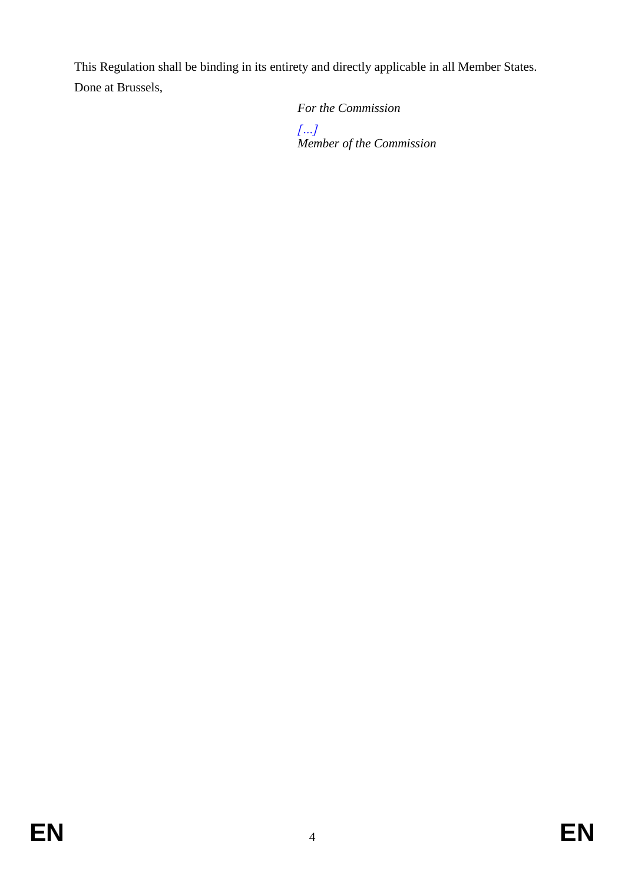This Regulation shall be binding in its entirety and directly applicable in all Member States.

Done at Brussels,

*For the Commission*

*[…]*
*Member of the Commission*